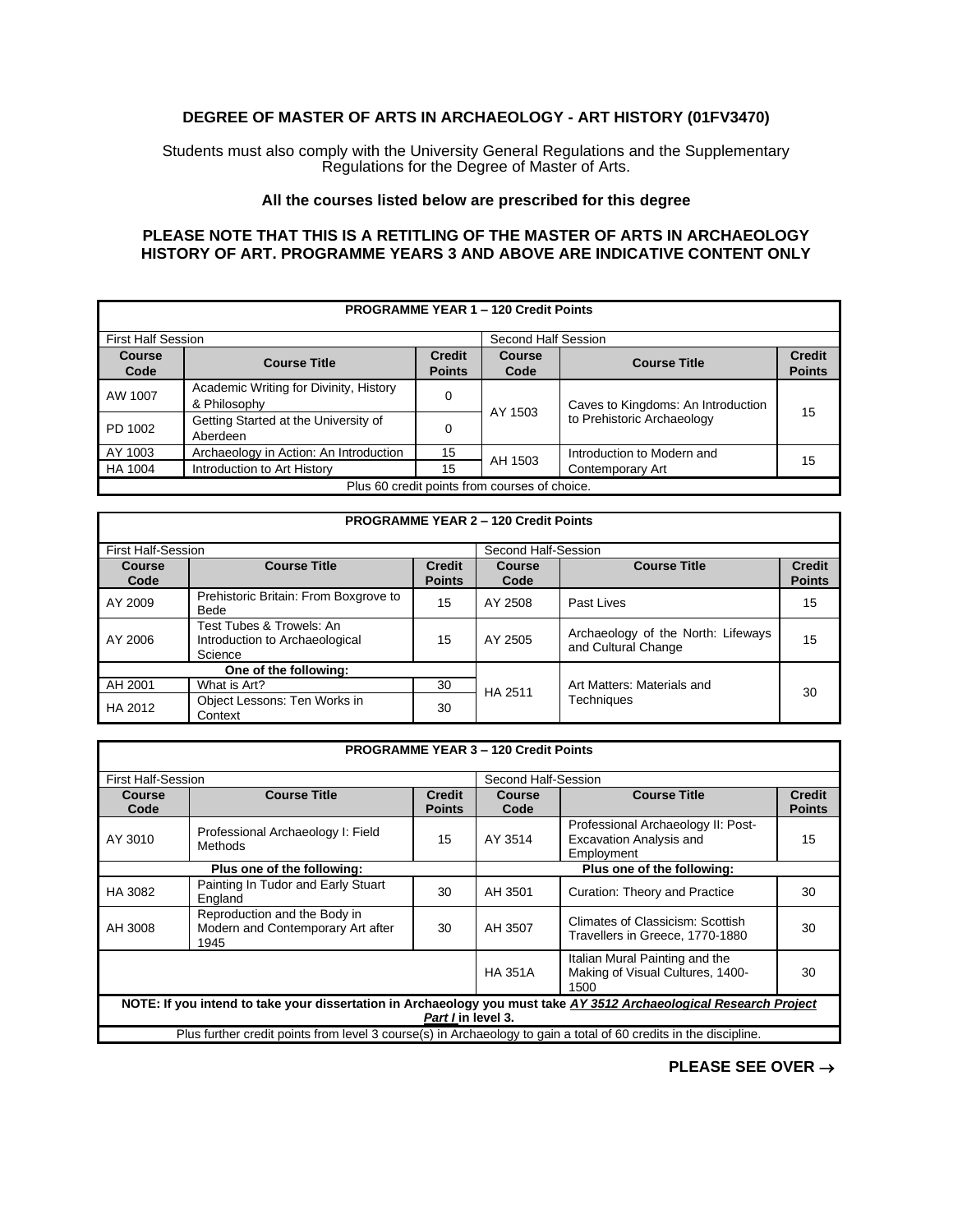# DEGREE OF MASTER OF ARTS IN ARCHAEOLOGY - ART HISTORY (01FV3470)

Students must also comply with the University General Regulations and the Supplementary Regulations for the Degree of Master of Arts.

### All the courses listed below are prescribed for this degree

### PLEASE NOTE THAT THIS IS A RETITLING OF THE MASTER OF ARTS IN ARCHAEOLOGY HISTORY OF ART. PROGRAMME YEARS 3 AND ABOVE ARE INDICATIVE CONTENT ONLY

| PROGRAMME YEAR 1 – 120 Credit Points | | | | | |
|---|---|---|---|---|---|
| First Half Session | | | Second Half Session | | |
| **Course Code** | **Course Title** | **Credit Points** | **Course Code** | **Course Title** | **Credit Points** |
| AW 1007 | Academic Writing for Divinity, History & Philosophy | 0 | AY 1503 | Caves to Kingdoms: An Introduction to Prehistoric Archaeology | 15 |
| PD 1002 | Getting Started at the University of Aberdeen | 0 | | | |
| AY 1003 | Archaeology in Action: An Introduction | 15 | AH 1503 | Introduction to Modern and Contemporary Art | 15 |
| HA 1004 | Introduction to Art History | 15 | | | |
| Plus 60 credit points from courses of choice. | | | | | |

| PROGRAMME YEAR 2 – 120 Credit Points | | | | | |
|---|---|---|---|---|---|
| First Half-Session | | | Second Half-Session | | |
| **Course Code** | **Course Title** | **Credit Points** | **Course Code** | **Course Title** | **Credit Points** |
| AY 2009 | Prehistoric Britain: From Boxgrove to Bede | 15 | AY 2508 | Past Lives | 15 |
| AY 2006 | Test Tubes & Trowels: An Introduction to Archaeological Science | 15 | AY 2505 | Archaeology of the North: Lifeways and Cultural Change | 15 |
| **One of the following:** | | | HA 2511 | Art Matters: Materials and Techniques | 30 |
| AH 2001 | What is Art? | 30 | | | |
| HA 2012 | Object Lessons: Ten Works in Context | 30 | | | |

| PROGRAMME YEAR 3 – 120 Credit Points | | | | | |
|---|---|---|---|---|---|
| First Half-Session | | | Second Half-Session | | |
| **Course Code** | **Course Title** | **Credit Points** | **Course Code** | **Course Title** | **Credit Points** |
| AY 3010 | Professional Archaeology I: Field Methods | 15 | AY 3514 | Professional Archaeology II: Post-Excavation Analysis and Employment | 15 |
| **Plus one of the following:** | | | **Plus one of the following:** | | |
| HA 3082 | Painting In Tudor and Early Stuart England | 30 | AH 3501 | Curation: Theory and Practice | 30 |
| AH 3008 | Reproduction and the Body in Modern and Contemporary Art after 1945 | 30 | AH 3507 | Climates of Classicism: Scottish Travellers in Greece, 1770-1880 | 30 |
| | | | HA 351A | Italian Mural Painting and the Making of Visual Cultures, 1400-1500 | 30 |
| **NOTE: If you intend to take your dissertation in Archaeology you must take *AY 3512 Archaeological Research Project Part I* in level 3.** | | | | | |
| Plus further credit points from level 3 course(s) in Archaeology to gain a total of 60 credits in the discipline. | | | | | |

**PLEASE SEE OVER →**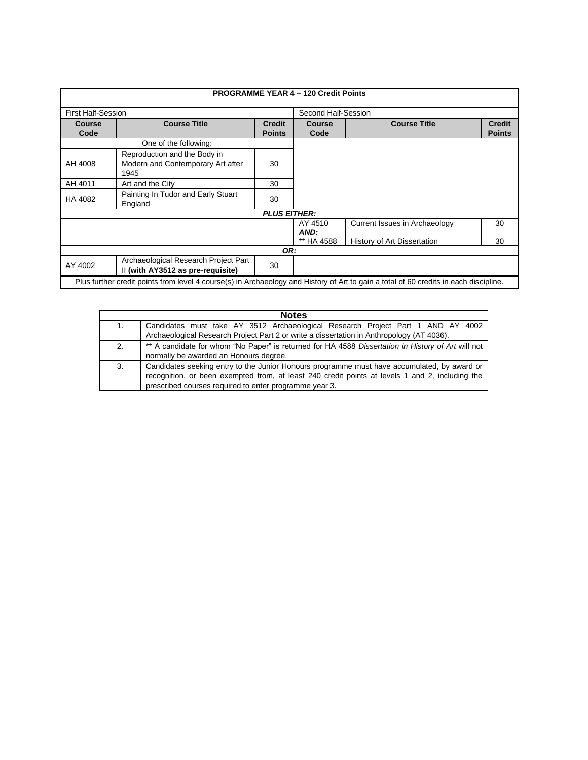| PROGRAMME YEAR 4 – 120 Credit Points | | | | | |
|---|---|---|---|---|---|
| First Half-Session | | | Second Half-Session | | |
| **Course Code** | **Course Title** | **Credit Points** | **Course Code** | **Course Title** | **Credit Points** |
| One of the following: | | | | | |
| AH 4008 | Reproduction and the Body in Modern and Contemporary Art after 1945 | 30 | | | |
| AH 4011 | Art and the City | 30 | | | |
| HA 4082 | Painting In Tudor and Early Stuart England | 30 | | | |
| ***PLUS EITHER:*** | | | | | |
| | | | AY 4510 ***AND:*** | Current Issues in Archaeology | 30 |
| | | | ** HA 4588 | History of Art Dissertation | 30 |
| ***OR:*** | | | | | |
| AY 4002 | Archaeological Research Project Part II **(with AY3512 as pre-requisite)** | 30 | | | |
| Plus further credit points from level 4 course(s) in Archaeology and History of Art to gain a total of 60 credits in each discipline. | | | | | |

| **Notes** | |
|---|---|
| 1. | Candidates must take AY 3512 Archaeological Research Project Part 1 AND AY 4002 Archaeological Research Project Part 2 or write a dissertation in Anthropology (AT 4036). |
| 2. | ** A candidate for whom "No Paper" is returned for HA 4588 *Dissertation in History of Art* will not normally be awarded an Honours degree. |
| 3. | Candidates seeking entry to the Junior Honours programme must have accumulated, by award or recognition, or been exempted from, at least 240 credit points at levels 1 and 2, including the prescribed courses required to enter programme year 3. |